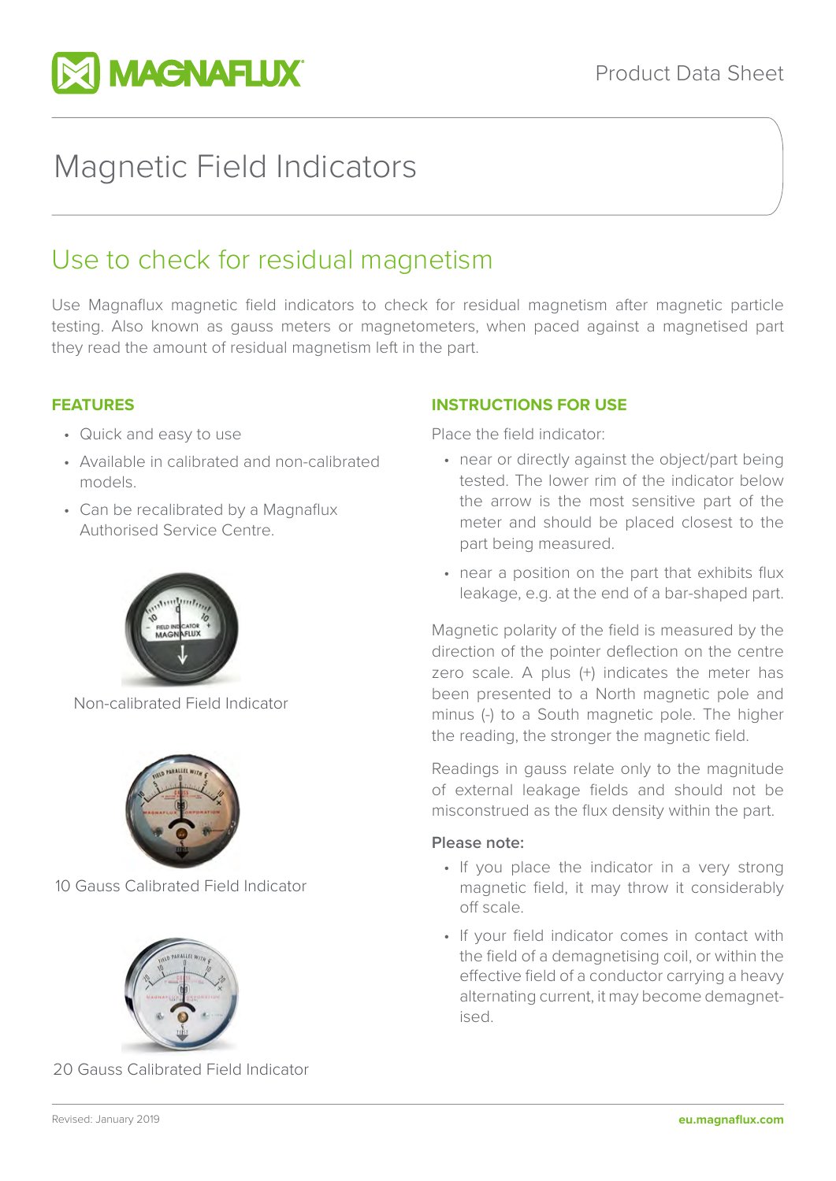# Magnetic Field Indicators

## Use to check for residual magnetism

Use Magnaflux magnetic field indicators to check for residual magnetism after magnetic particle testing. Also known as gauss meters or magnetometers, when paced against a magnetised part they read the amount of residual magnetism left in the part.

### FEATURES

- Quick and easy to use
- Available in calibrated and non-calibrated models.
- Can be recalibrated by a Magnaflux Authorised Service Centre.

Non-calibrated Field Indicator

10 Gauss Calibrated Field Indicator

20 Gauss Calibrated Field Indicator

### INSTRUCTIONS FOR USE

Place the field indicator:

- near or directly against the object/part being tested. The lower rim of the indicator below the arrow is the most sensitive part of the meter and should be placed closest to the part being measured.
- near a position on the part that exhibits flux leakage, e.g. at the end of a bar-shaped part.

Magnetic polarity of the field is measured by the direction of the pointer deflection on the centre zero scale. A plus (+) indicates the meter has been presented to a North magnetic pole and minus (-) to a South magnetic pole. The higher the reading, the stronger the magnetic field.

Readings in gauss relate only to the magnitude of external leakage fields and should not be misconstrued as the flux density within the part.

**Please note:**

- If you place the indicator in a very strong magnetic field, it may throw it considerably off scale.
- If your field indicator comes in contact with the field of a demagnetising coil, or within the effective field of a conductor carrying a heavy alternating current, it may become demagnetised.

Revised: January 2019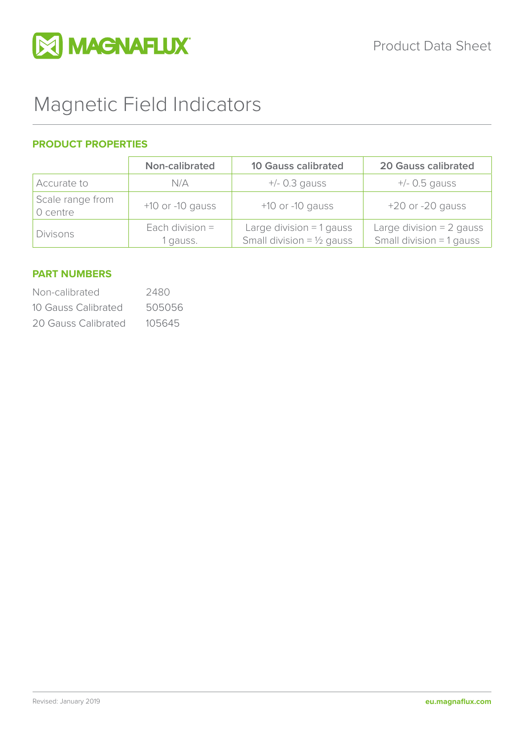# Magnetic Field Indicators

## PRODUCT PROPERTIES

| | Non-calibrated | 10 Gauss calibrated | 20 Gauss calibrated |
|---|---|---|---|
| Accurate to | N/A | +/- 0.3 gauss | +/- 0.5 gauss |
| Scale range from 0 centre | +10 or -10 gauss | +10 or -10 gauss | +20 or -20 gauss |
| Divisons | Each division = 1 gauss. | Large division = 1 gauss<br>Small division = ½ gauss | Large division = 2 gauss<br>Small division = 1 gauss |

## PART NUMBERS

| | |
|---|---|
| Non-calibrated | 2480 |
| 10 Gauss Calibrated | 505056 |
| 20 Gauss Calibrated | 105645 |

Revised: January 2019

eu.magnaflux.com